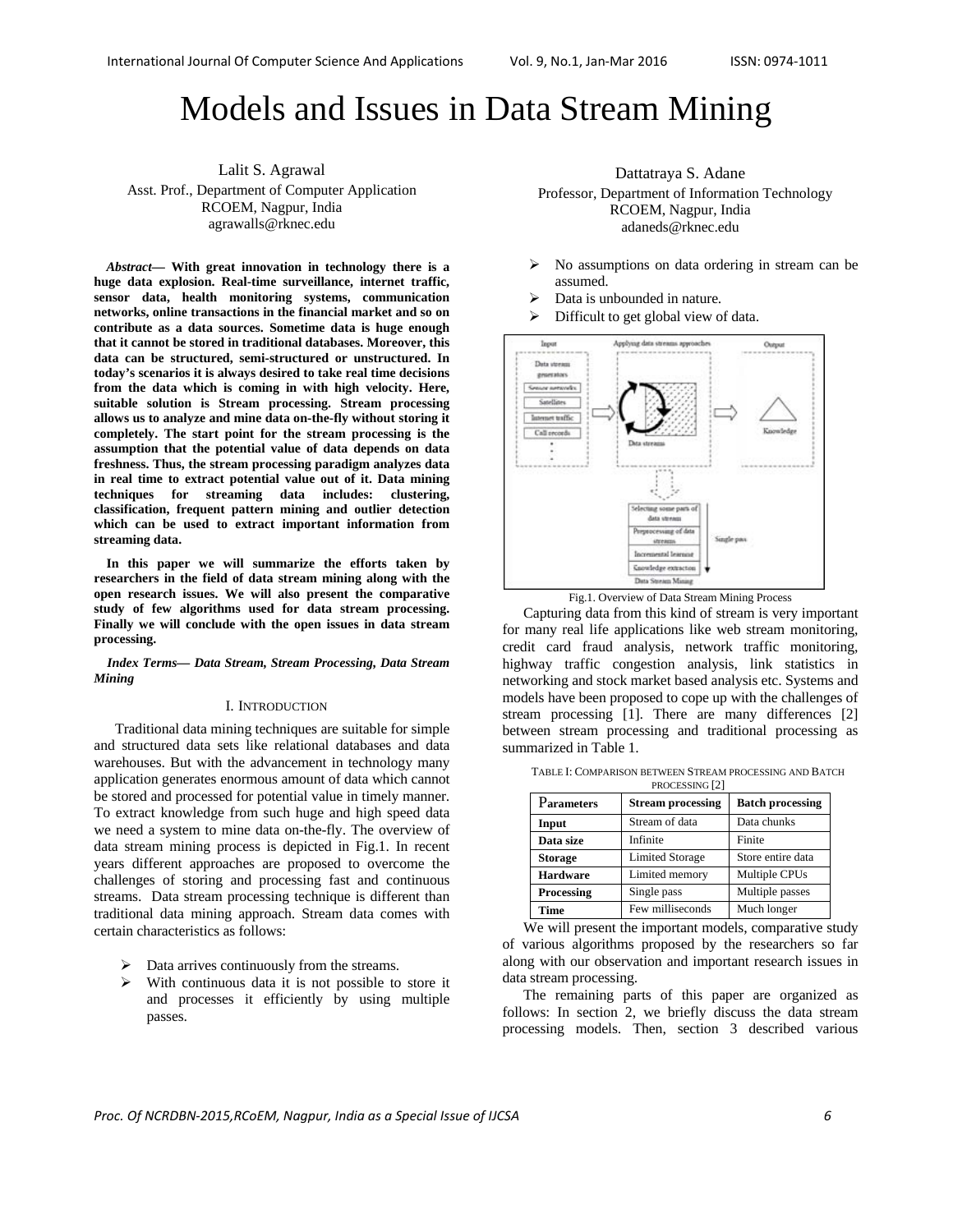# Models and Issues in Data Stream Mining

Lalit S. Agrawal
Asst. Prof., Department of Computer Application
RCOEM, Nagpur, India
agrawalls@rknec.edu

Dattatraya S. Adane
Professor, Department of Information Technology
RCOEM, Nagpur, India
adaneds@rknec.edu

***Abstract*— With great innovation in technology there is a huge data explosion. Real-time surveillance, internet traffic, sensor data, health monitoring systems, communication networks, online transactions in the financial market and so on contribute as a data sources. Sometime data is huge enough that it cannot be stored in traditional databases. Moreover, this data can be structured, semi-structured or unstructured. In today's scenarios it is always desired to take real time decisions from the data which is coming in with high velocity. Here, suitable solution is Stream processing. Stream processing allows us to analyze and mine data on-the-fly without storing it completely. The start point for the stream processing is the assumption that the potential value of data depends on data freshness. Thus, the stream processing paradigm analyzes data in real time to extract potential value out of it. Data mining techniques for streaming data includes: clustering, classification, frequent pattern mining and outlier detection which can be used to extract important information from streaming data.**

**In this paper we will summarize the efforts taken by researchers in the field of data stream mining along with the open research issues. We will also present the comparative study of few algorithms used for data stream processing. Finally we will conclude with the open issues in data stream processing.**

***Index Terms*— *Data Stream, Stream Processing, Data Stream Mining***

## I. Introduction

Traditional data mining techniques are suitable for simple and structured data sets like relational databases and data warehouses. But with the advancement in technology many application generates enormous amount of data which cannot be stored and processed for potential value in timely manner. To extract knowledge from such huge and high speed data we need a system to mine data on-the-fly. The overview of data stream mining process is depicted in Fig.1. In recent years different approaches are proposed to overcome the challenges of storing and processing fast and continuous streams. Data stream processing technique is different than traditional data mining approach. Stream data comes with certain characteristics as follows:

- Data arrives continuously from the streams.
- With continuous data it is not possible to store it and processes it efficiently by using multiple passes.
- No assumptions on data ordering in stream can be assumed.
- Data is unbounded in nature.
- Difficult to get global view of data.

Fig.1. Overview of Data Stream Mining Process

Capturing data from this kind of stream is very important for many real life applications like web stream monitoring, credit card fraud analysis, network traffic monitoring, highway traffic congestion analysis, link statistics in networking and stock market based analysis etc. Systems and models have been proposed to cope up with the challenges of stream processing [1]. There are many differences [2] between stream processing and traditional processing as summarized in Table 1.

TABLE I: COMPARISON BETWEEN STREAM PROCESSING AND BATCH PROCESSING [2]

| Parameters | Stream processing | Batch processing |
|---|---|---|
| **Input** | Stream of data | Data chunks |
| **Data size** | Infinite | Finite |
| **Storage** | Limited Storage | Store entire data |
| **Hardware** | Limited memory | Multiple CPUs |
| **Processing** | Single pass | Multiple passes |
| **Time** | Few milliseconds | Much longer |

We will present the important models, comparative study of various algorithms proposed by the researchers so far along with our observation and important research issues in data stream processing.

The remaining parts of this paper are organized as follows: In section 2, we briefly discuss the data stream processing models. Then, section 3 described various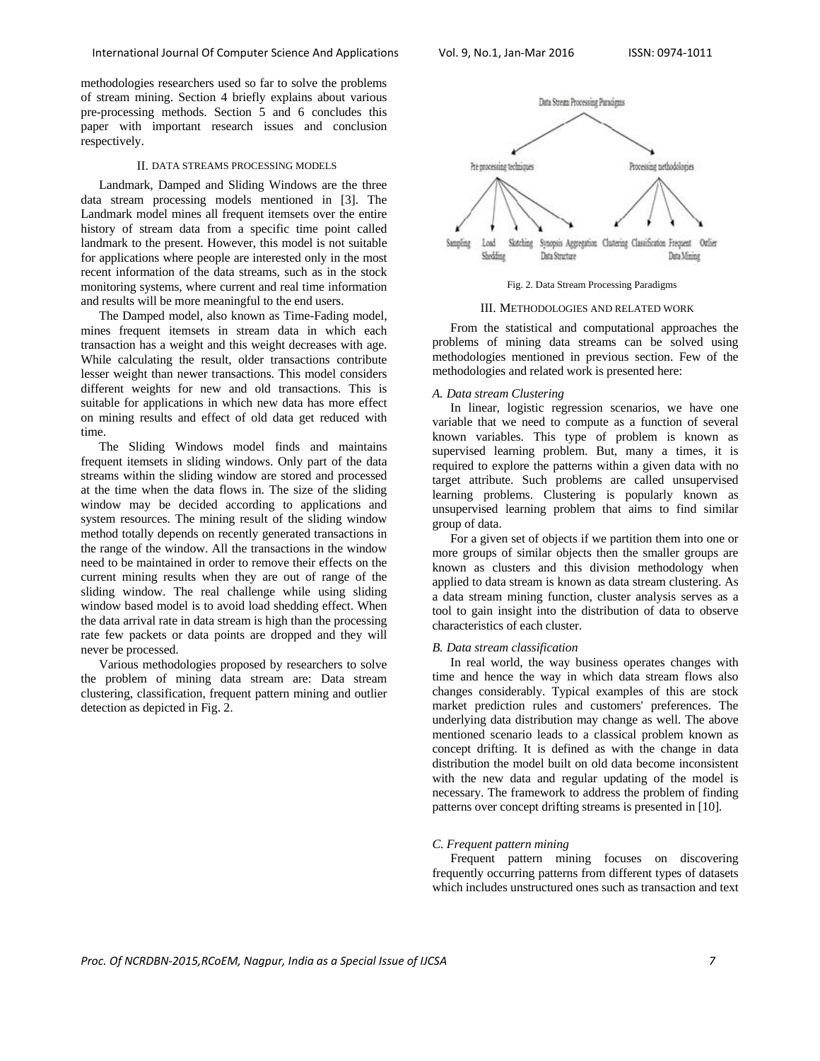methodologies researchers used so far to solve the problems of stream mining. Section 4 briefly explains about various pre-processing methods. Section 5 and 6 concludes this paper with important research issues and conclusion respectively.

## II. Data Streams Processing Models

Landmark, Damped and Sliding Windows are the three data stream processing models mentioned in [3]. The Landmark model mines all frequent itemsets over the entire history of stream data from a specific time point called landmark to the present. However, this model is not suitable for applications where people are interested only in the most recent information of the data streams, such as in the stock monitoring systems, where current and real time information and results will be more meaningful to the end users.

The Damped model, also known as Time-Fading model, mines frequent itemsets in stream data in which each transaction has a weight and this weight decreases with age. While calculating the result, older transactions contribute lesser weight than newer transactions. This model considers different weights for new and old transactions. This is suitable for applications in which new data has more effect on mining results and effect of old data get reduced with time.

The Sliding Windows model finds and maintains frequent itemsets in sliding windows. Only part of the data streams within the sliding window are stored and processed at the time when the data flows in. The size of the sliding window may be decided according to applications and system resources. The mining result of the sliding window method totally depends on recently generated transactions in the range of the window. All the transactions in the window need to be maintained in order to remove their effects on the current mining results when they are out of range of the sliding window. The real challenge while using sliding window based model is to avoid load shedding effect. When the data arrival rate in data stream is high than the processing rate few packets or data points are dropped and they will never be processed.

Various methodologies proposed by researchers to solve the problem of mining data stream are: Data stream clustering, classification, frequent pattern mining and outlier detection as depicted in Fig. 2.

Data Stream Processing Paradigms

Pre processing techniques: Sampling, Load Shedding, Sketching, Synopsis Data Structure, Aggregation

Processing methodologies: Clustering, Classification, Frequent Data Mining, Outlier

Fig. 2. Data Stream Processing Paradigms

## III. Methodologies and Related Work

From the statistical and computational approaches the problems of mining data streams can be solved using methodologies mentioned in previous section. Few of the methodologies and related work is presented here:

### *A. Data stream Clustering*

In linear, logistic regression scenarios, we have one variable that we need to compute as a function of several known variables. This type of problem is known as supervised learning problem. But, many a times, it is required to explore the patterns within a given data with no target attribute. Such problems are called unsupervised learning problems. Clustering is popularly known as unsupervised learning problem that aims to find similar group of data.

For a given set of objects if we partition them into one or more groups of similar objects then the smaller groups are known as clusters and this division methodology when applied to data stream is known as data stream clustering. As a data stream mining function, cluster analysis serves as a tool to gain insight into the distribution of data to observe characteristics of each cluster.

### *B. Data stream classification*

In real world, the way business operates changes with time and hence the way in which data stream flows also changes considerably. Typical examples of this are stock market prediction rules and customers' preferences. The underlying data distribution may change as well. The above mentioned scenario leads to a classical problem known as concept drifting. It is defined as with the change in data distribution the model built on old data become inconsistent with the new data and regular updating of the model is necessary. The framework to address the problem of finding patterns over concept drifting streams is presented in [10].

### *C. Frequent pattern mining*

Frequent pattern mining focuses on discovering frequently occurring patterns from different types of datasets which includes unstructured ones such as transaction and text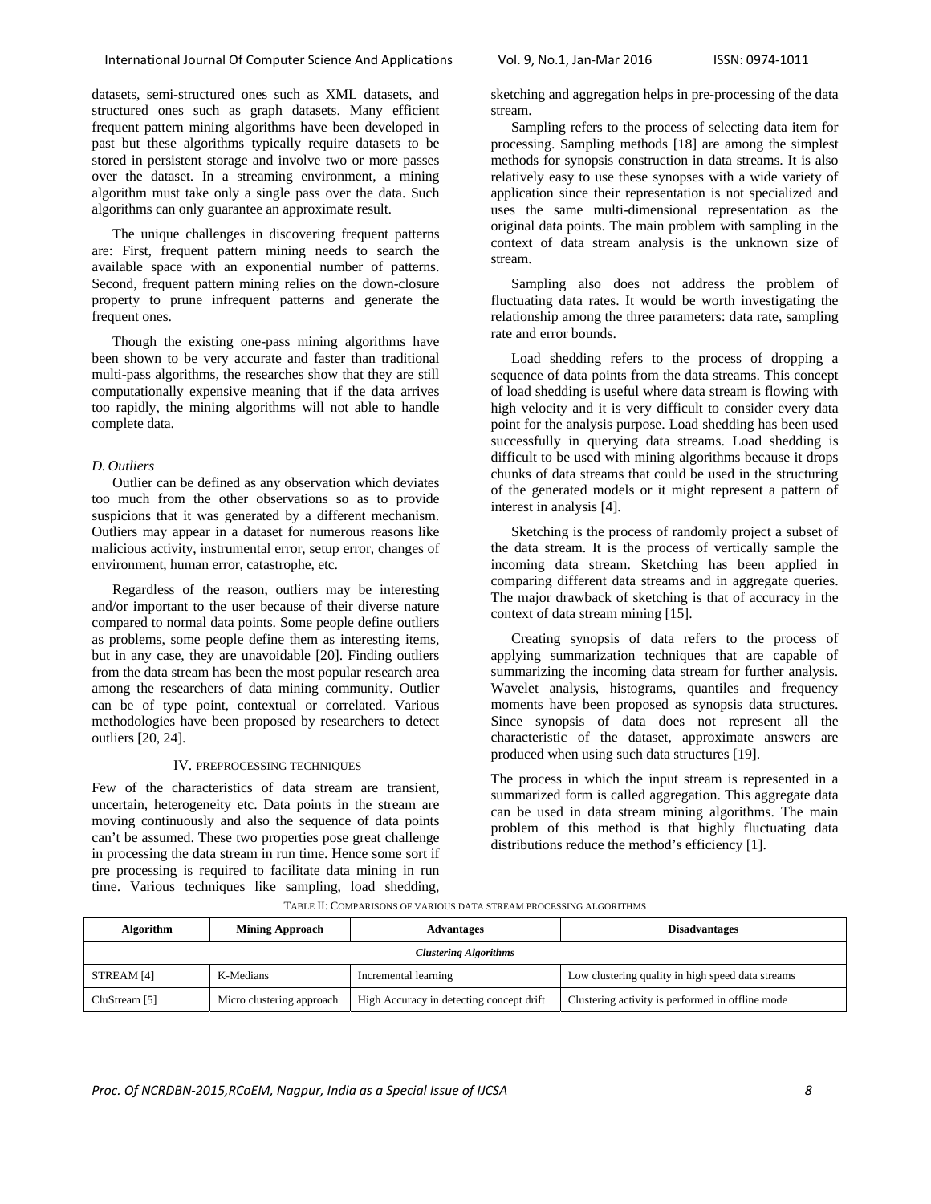datasets, semi-structured ones such as XML datasets, and structured ones such as graph datasets. Many efficient frequent pattern mining algorithms have been developed in past but these algorithms typically require datasets to be stored in persistent storage and involve two or more passes over the dataset. In a streaming environment, a mining algorithm must take only a single pass over the data. Such algorithms can only guarantee an approximate result.

The unique challenges in discovering frequent patterns are: First, frequent pattern mining needs to search the available space with an exponential number of patterns. Second, frequent pattern mining relies on the down-closure property to prune infrequent patterns and generate the frequent ones.

Though the existing one-pass mining algorithms have been shown to be very accurate and faster than traditional multi-pass algorithms, the researches show that they are still computationally expensive meaning that if the data arrives too rapidly, the mining algorithms will not able to handle complete data.

### *D. Outliers*

Outlier can be defined as any observation which deviates too much from the other observations so as to provide suspicions that it was generated by a different mechanism. Outliers may appear in a dataset for numerous reasons like malicious activity, instrumental error, setup error, changes of environment, human error, catastrophe, etc.

Regardless of the reason, outliers may be interesting and/or important to the user because of their diverse nature compared to normal data points. Some people define outliers as problems, some people define them as interesting items, but in any case, they are unavoidable [20]. Finding outliers from the data stream has been the most popular research area among the researchers of data mining community. Outlier can be of type point, contextual or correlated. Various methodologies have been proposed by researchers to detect outliers [20, 24].

## IV. PREPROCESSING TECHNIQUES

Few of the characteristics of data stream are transient, uncertain, heterogeneity etc. Data points in the stream are moving continuously and also the sequence of data points can't be assumed. These two properties pose great challenge in processing the data stream in run time. Hence some sort if pre processing is required to facilitate data mining in run time. Various techniques like sampling, load shedding, sketching and aggregation helps in pre-processing of the data stream.

Sampling refers to the process of selecting data item for processing. Sampling methods [18] are among the simplest methods for synopsis construction in data streams. It is also relatively easy to use these synopses with a wide variety of application since their representation is not specialized and uses the same multi-dimensional representation as the original data points. The main problem with sampling in the context of data stream analysis is the unknown size of stream.

Sampling also does not address the problem of fluctuating data rates. It would be worth investigating the relationship among the three parameters: data rate, sampling rate and error bounds.

Load shedding refers to the process of dropping a sequence of data points from the data streams. This concept of load shedding is useful where data stream is flowing with high velocity and it is very difficult to consider every data point for the analysis purpose. Load shedding has been used successfully in querying data streams. Load shedding is difficult to be used with mining algorithms because it drops chunks of data streams that could be used in the structuring of the generated models or it might represent a pattern of interest in analysis [4].

Sketching is the process of randomly project a subset of the data stream. It is the process of vertically sample the incoming data stream. Sketching has been applied in comparing different data streams and in aggregate queries. The major drawback of sketching is that of accuracy in the context of data stream mining [15].

Creating synopsis of data refers to the process of applying summarization techniques that are capable of summarizing the incoming data stream for further analysis. Wavelet analysis, histograms, quantiles and frequency moments have been proposed as synopsis data structures. Since synopsis of data does not represent all the characteristic of the dataset, approximate answers are produced when using such data structures [19].

The process in which the input stream is represented in a summarized form is called aggregation. This aggregate data can be used in data stream mining algorithms. The main problem of this method is that highly fluctuating data distributions reduce the method's efficiency [1].

TABLE II: COMPARISONS OF VARIOUS DATA STREAM PROCESSING ALGORITHMS

| Algorithm | Mining Approach | Advantages | Disadvantages |
|---|---|---|---|
| ***Clustering Algorithms*** | | | |
| STREAM [4] | K-Medians | Incremental learning | Low clustering quality in high speed data streams |
| CluStream [5] | Micro clustering approach | High Accuracy in detecting concept drift | Clustering activity is performed in offline mode |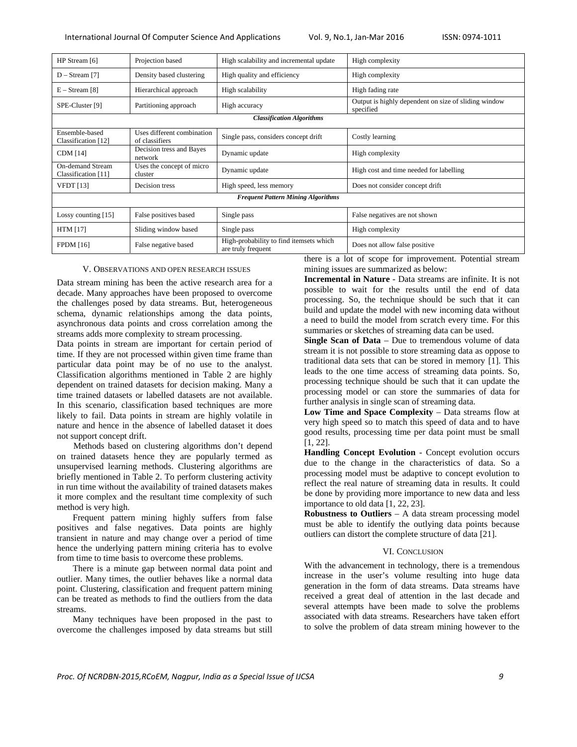| | | | |
|---|---|---|---|
| HP Stream [6] | Projection based | High scalability and incremental update | High complexity |
| D – Stream [7] | Density based clustering | High quality and efficiency | High complexity |
| E – Stream [8] | Hierarchical approach | High scalability | High fading rate |
| SPE-Cluster [9] | Partitioning approach | High accuracy | Output is highly dependent on size of sliding window specified |
| ***Classification Algorithms*** | | | |
| Ensemble-based Classification [12] | Uses different combination of classifiers | Single pass, considers concept drift | Costly learning |
| CDM [14] | Decision tress and Bayes network | Dynamic update | High complexity |
| On-demand Stream Classification [11] | Uses the concept of micro cluster | Dynamic update | High cost and time needed for labelling |
| VFDT [13] | Decision tress | High speed, less memory | Does not consider concept drift |
| ***Frequent Pattern Mining Algorithms*** | | | |
| Lossy counting [15] | False positives based | Single pass | False negatives are not shown |
| HTM [17] | Sliding window based | Single pass | High complexity |
| FPDM [16] | False negative based | High-probability to find itemsets which are truly frequent | Does not allow false positive |

## V. Observations and Open Research Issues

Data stream mining has been the active research area for a decade. Many approaches have been proposed to overcome the challenges posed by data streams. But, heterogeneous schema, dynamic relationships among the data points, asynchronous data points and cross correlation among the streams adds more complexity to stream processing.

Data points in stream are important for certain period of time. If they are not processed within given time frame than particular data point may be of no use to the analyst. Classification algorithms mentioned in Table 2 are highly dependent on trained datasets for decision making. Many a time trained datasets or labelled datasets are not available. In this scenario, classification based techniques are more likely to fail. Data points in stream are highly volatile in nature and hence in the absence of labelled dataset it does not support concept drift.

Methods based on clustering algorithms don't depend on trained datasets hence they are popularly termed as unsupervised learning methods. Clustering algorithms are briefly mentioned in Table 2. To perform clustering activity in run time without the availability of trained datasets makes it more complex and the resultant time complexity of such method is very high.

Frequent pattern mining highly suffers from false positives and false negatives. Data points are highly transient in nature and may change over a period of time hence the underlying pattern mining criteria has to evolve from time to time basis to overcome these problems.

There is a minute gap between normal data point and outlier. Many times, the outlier behaves like a normal data point. Clustering, classification and frequent pattern mining can be treated as methods to find the outliers from the data streams.

Many techniques have been proposed in the past to overcome the challenges imposed by data streams but still there is a lot of scope for improvement. Potential stream mining issues are summarized as below:

**Incremental in Nature** - Data streams are infinite. It is not possible to wait for the results until the end of data processing. So, the technique should be such that it can build and update the model with new incoming data without a need to build the model from scratch every time. For this summaries or sketches of streaming data can be used.

**Single Scan of Data** – Due to tremendous volume of data stream it is not possible to store streaming data as oppose to traditional data sets that can be stored in memory [1]. This leads to the one time access of streaming data points. So, processing technique should be such that it can update the processing model or can store the summaries of data for further analysis in single scan of streaming data.

**Low Time and Space Complexity** – Data streams flow at very high speed so to match this speed of data and to have good results, processing time per data point must be small [1, 22].

**Handling Concept Evolution** - Concept evolution occurs due to the change in the characteristics of data. So a processing model must be adaptive to concept evolution to reflect the real nature of streaming data in results. It could be done by providing more importance to new data and less importance to old data [1, 22, 23].

**Robustness to Outliers** – A data stream processing model must be able to identify the outlying data points because outliers can distort the complete structure of data [21].

## VI. Conclusion

With the advancement in technology, there is a tremendous increase in the user's volume resulting into huge data generation in the form of data streams. Data streams have received a great deal of attention in the last decade and several attempts have been made to solve the problems associated with data streams. Researchers have taken effort to solve the problem of data stream mining however to the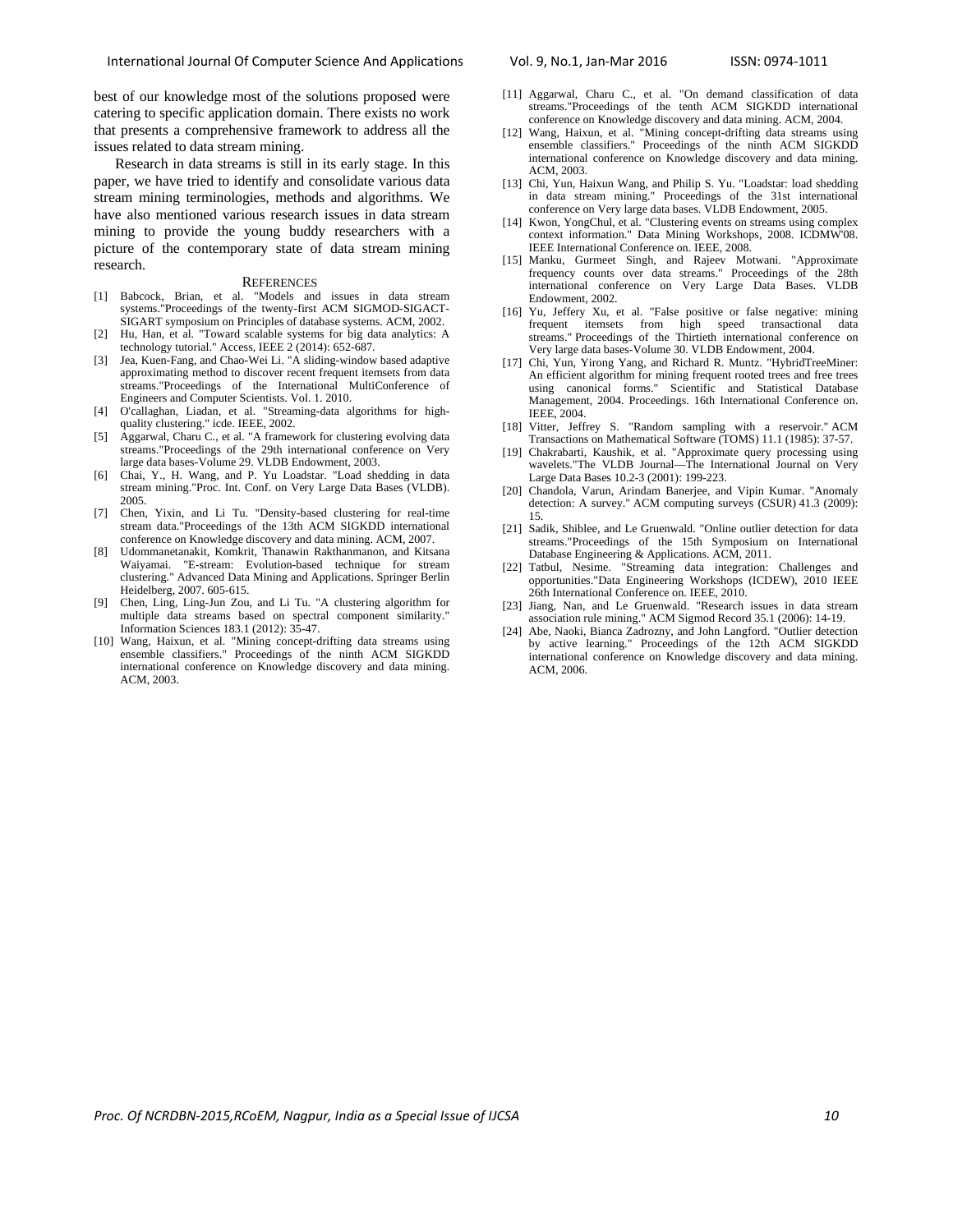best of our knowledge most of the solutions proposed were catering to specific application domain. There exists no work that presents a comprehensive framework to address all the issues related to data stream mining.

Research in data streams is still in its early stage. In this paper, we have tried to identify and consolidate various data stream mining terminologies, methods and algorithms. We have also mentioned various research issues in data stream mining to provide the young buddy researchers with a picture of the contemporary state of data stream mining research.

## References

[1] Babcock, Brian, et al. "Models and issues in data stream systems."Proceedings of the twenty-first ACM SIGMOD-SIGACT-SIGART symposium on Principles of database systems. ACM, 2002.

[2] Hu, Han, et al. "Toward scalable systems for big data analytics: A technology tutorial." Access, IEEE 2 (2014): 652-687.

[3] Jea, Kuen-Fang, and Chao-Wei Li. "A sliding-window based adaptive approximating method to discover recent frequent itemsets from data streams."Proceedings of the International MultiConference of Engineers and Computer Scientists. Vol. 1. 2010.

[4] O'callaghan, Liadan, et al. "Streaming-data algorithms for high-quality clustering." icde. IEEE, 2002.

[5] Aggarwal, Charu C., et al. "A framework for clustering evolving data streams."Proceedings of the 29th international conference on Very large data bases-Volume 29. VLDB Endowment, 2003.

[6] Chai, Y., H. Wang, and P. Yu Loadstar. "Load shedding in data stream mining."Proc. Int. Conf. on Very Large Data Bases (VLDB). 2005.

[7] Chen, Yixin, and Li Tu. "Density-based clustering for real-time stream data."Proceedings of the 13th ACM SIGKDD international conference on Knowledge discovery and data mining. ACM, 2007.

[8] Udommanetanakit, Komkrit, Thanawin Rakthanmanon, and Kitsana Waiyamai. "E-stream: Evolution-based technique for stream clustering." Advanced Data Mining and Applications. Springer Berlin Heidelberg, 2007. 605-615.

[9] Chen, Ling, Ling-Jun Zou, and Li Tu. "A clustering algorithm for multiple data streams based on spectral component similarity." Information Sciences 183.1 (2012): 35-47.

[10] Wang, Haixun, et al. "Mining concept-drifting data streams using ensemble classifiers." Proceedings of the ninth ACM SIGKDD international conference on Knowledge discovery and data mining. ACM, 2003.

[11] Aggarwal, Charu C., et al. "On demand classification of data streams."Proceedings of the tenth ACM SIGKDD international conference on Knowledge discovery and data mining. ACM, 2004.

[12] Wang, Haixun, et al. "Mining concept-drifting data streams using ensemble classifiers." Proceedings of the ninth ACM SIGKDD international conference on Knowledge discovery and data mining. ACM, 2003.

[13] Chi, Yun, Haixun Wang, and Philip S. Yu. "Loadstar: load shedding in data stream mining." Proceedings of the 31st international conference on Very large data bases. VLDB Endowment, 2005.

[14] Kwon, YongChul, et al. "Clustering events on streams using complex context information." Data Mining Workshops, 2008. ICDMW'08. IEEE International Conference on. IEEE, 2008.

[15] Manku, Gurmeet Singh, and Rajeev Motwani. "Approximate frequency counts over data streams." Proceedings of the 28th international conference on Very Large Data Bases. VLDB Endowment, 2002.

[16] Yu, Jeffery Xu, et al. "False positive or false negative: mining frequent itemsets from high speed transactional data streams." Proceedings of the Thirtieth international conference on Very large data bases-Volume 30. VLDB Endowment, 2004.

[17] Chi, Yun, Yirong Yang, and Richard R. Muntz. "HybridTreeMiner: An efficient algorithm for mining frequent rooted trees and free trees using canonical forms." Scientific and Statistical Database Management, 2004. Proceedings. 16th International Conference on. IEEE, 2004.

[18] Vitter, Jeffrey S. "Random sampling with a reservoir." ACM Transactions on Mathematical Software (TOMS) 11.1 (1985): 37-57.

[19] Chakrabarti, Kaushik, et al. "Approximate query processing using wavelets."The VLDB Journal—The International Journal on Very Large Data Bases 10.2-3 (2001): 199-223.

[20] Chandola, Varun, Arindam Banerjee, and Vipin Kumar. "Anomaly detection: A survey." ACM computing surveys (CSUR) 41.3 (2009): 15.

[21] Sadik, Shiblee, and Le Gruenwald. "Online outlier detection for data streams."Proceedings of the 15th Symposium on International Database Engineering & Applications. ACM, 2011.

[22] Tatbul, Nesime. "Streaming data integration: Challenges and opportunities."Data Engineering Workshops (ICDEW), 2010 IEEE 26th International Conference on. IEEE, 2010.

[23] Jiang, Nan, and Le Gruenwald. "Research issues in data stream association rule mining." ACM Sigmod Record 35.1 (2006): 14-19.

[24] Abe, Naoki, Bianca Zadrozny, and John Langford. "Outlier detection by active learning." Proceedings of the 12th ACM SIGKDD international conference on Knowledge discovery and data mining. ACM, 2006.